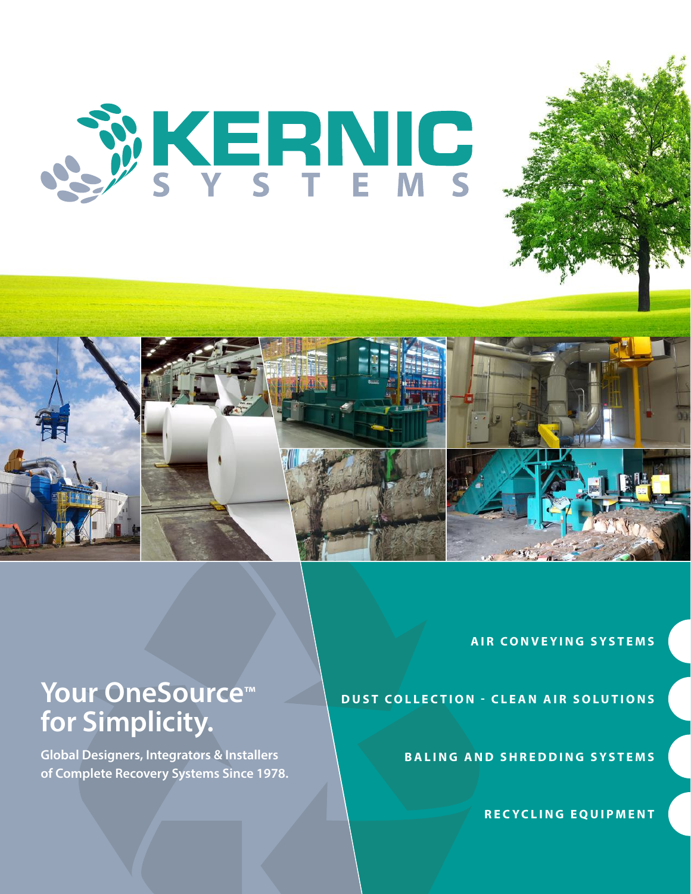# KERNIC SYSTEMS

## Your OneSource™ for Simplicity.

**Global Designers, Integrators & Installers of Complete Recovery Systems Since 1978.**

- AIR CONVEYING SYSTEMS
- DUST COLLECTION - CLEAN AIR SOLUTIONS
- BALING AND SHREDDING SYSTEMS
- RECYCLING EQUIPMENT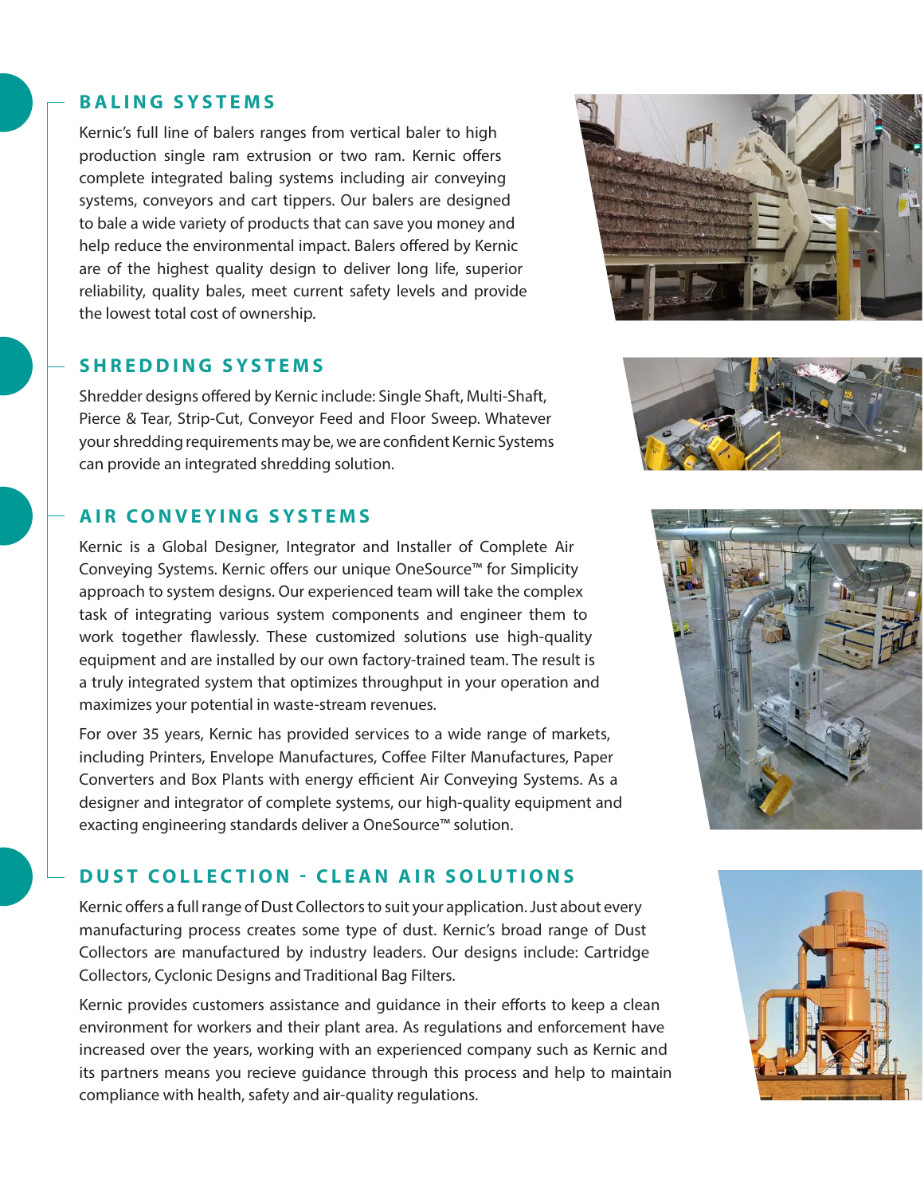## BALING SYSTEMS

Kernic's full line of balers ranges from vertical baler to high production single ram extrusion or two ram. Kernic offers complete integrated baling systems including air conveying systems, conveyors and cart tippers. Our balers are designed to bale a wide variety of products that can save you money and help reduce the environmental impact. Balers offered by Kernic are of the highest quality design to deliver long life, superior reliability, quality bales, meet current safety levels and provide the lowest total cost of ownership.

## SHREDDING SYSTEMS

Shredder designs offered by Kernic include: Single Shaft, Multi-Shaft, Pierce & Tear, Strip-Cut, Conveyor Feed and Floor Sweep. Whatever your shredding requirements may be, we are confident Kernic Systems can provide an integrated shredding solution.

## AIR CONVEYING SYSTEMS

Kernic is a Global Designer, Integrator and Installer of Complete Air Conveying Systems. Kernic offers our unique OneSource™ for Simplicity approach to system designs. Our experienced team will take the complex task of integrating various system components and engineer them to work together flawlessly. These customized solutions use high-quality equipment and are installed by our own factory-trained team. The result is a truly integrated system that optimizes throughput in your operation and maximizes your potential in waste-stream revenues.

For over 35 years, Kernic has provided services to a wide range of markets, including Printers, Envelope Manufactures, Coffee Filter Manufactures, Paper Converters and Box Plants with energy efficient Air Conveying Systems. As a designer and integrator of complete systems, our high-quality equipment and exacting engineering standards deliver a OneSource™ solution.

## DUST COLLECTION - CLEAN AIR SOLUTIONS

Kernic offers a full range of Dust Collectors to suit your application. Just about every manufacturing process creates some type of dust. Kernic's broad range of Dust Collectors are manufactured by industry leaders. Our designs include: Cartridge Collectors, Cyclonic Designs and Traditional Bag Filters.

Kernic provides customers assistance and guidance in their efforts to keep a clean environment for workers and their plant area. As regulations and enforcement have increased over the years, working with an experienced company such as Kernic and its partners means you recieve guidance through this process and help to maintain compliance with health, safety and air-quality regulations.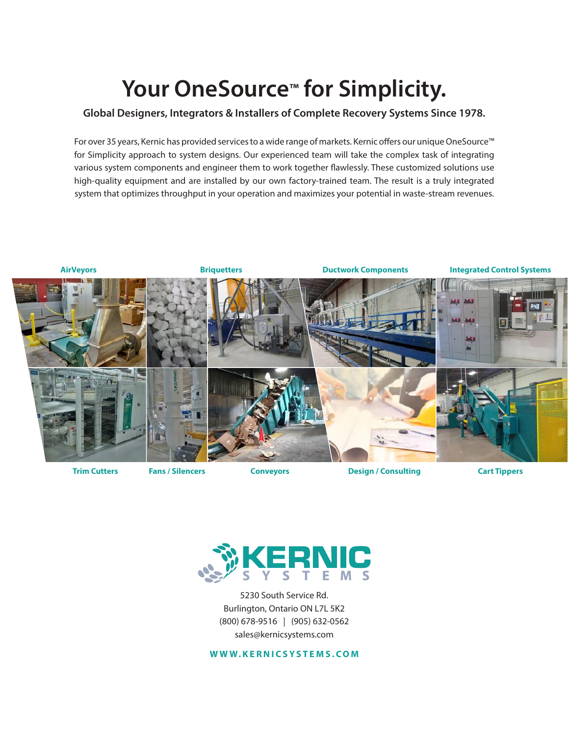# Your OneSource™ for Simplicity.

**Global Designers, Integrators & Installers of Complete Recovery Systems Since 1978.**

For over 35 years, Kernic has provided services to a wide range of markets. Kernic offers our unique OneSource™ for Simplicity approach to system designs. Our experienced team will take the complex task of integrating various system components and engineer them to work together flawlessly. These customized solutions use high-quality equipment and are installed by our own factory-trained team. The result is a truly integrated system that optimizes throughput in your operation and maximizes your potential in waste-stream revenues.

**AirVeyors** **Briquetters** **Ductwork Components** **Integrated Control Systems**

**Trim Cutters** **Fans / Silencers** **Conveyors** **Design / Consulting** **Cart Tippers**

KERNIC SYSTEMS

5230 South Service Rd.
Burlington, Ontario ON L7L 5K2
(800) 678-9516 | (905) 632-0562
sales@kernicsystems.com

**WWW.KERNICSYSTEMS.COM**